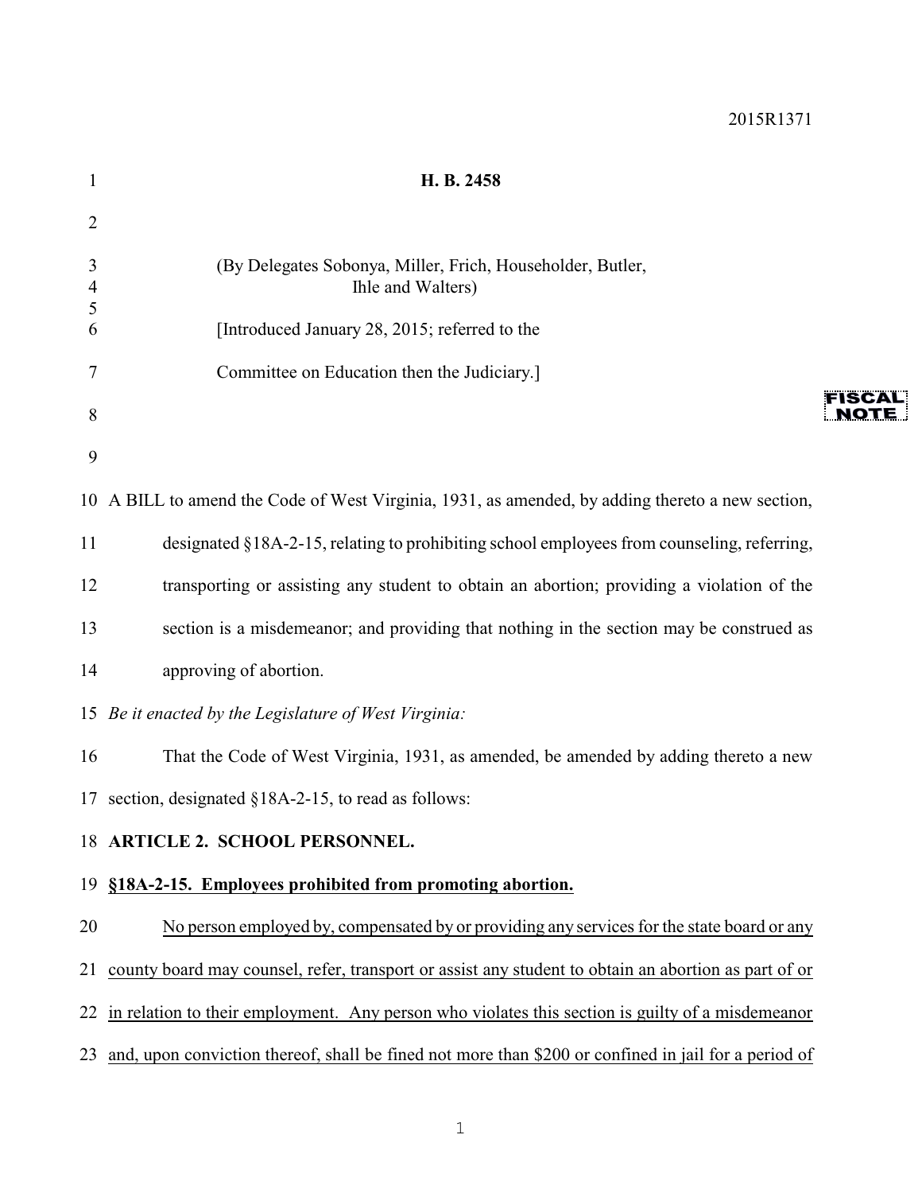2015R1371

**H. B. 2458**

(By Delegates Sobonya, Miller, Frich, Householder, Butler, Ihle and Walters)

[Introduced January 28, 2015; referred to the Committee on Education then the Judiciary.]

FISCAL NOTE

A BILL to amend the Code of West Virginia, 1931, as amended, by adding thereto a new section, designated §18A-2-15, relating to prohibiting school employees from counseling, referring, transporting or assisting any student to obtain an abortion; providing a violation of the section is a misdemeanor; and providing that nothing in the section may be construed as approving of abortion.

*Be it enacted by the Legislature of West Virginia:*

That the Code of West Virginia, 1931, as amended, be amended by adding thereto a new section, designated §18A-2-15, to read as follows:

**ARTICLE 2. SCHOOL PERSONNEL.**

**§18A-2-15. Employees prohibited from promoting abortion.**

No person employed by, compensated by or providing any services for the state board or any county board may counsel, refer, transport or assist any student to obtain an abortion as part of or in relation to their employment. Any person who violates this section is guilty of a misdemeanor and, upon conviction thereof, shall be fined not more than $200 or confined in jail for a period of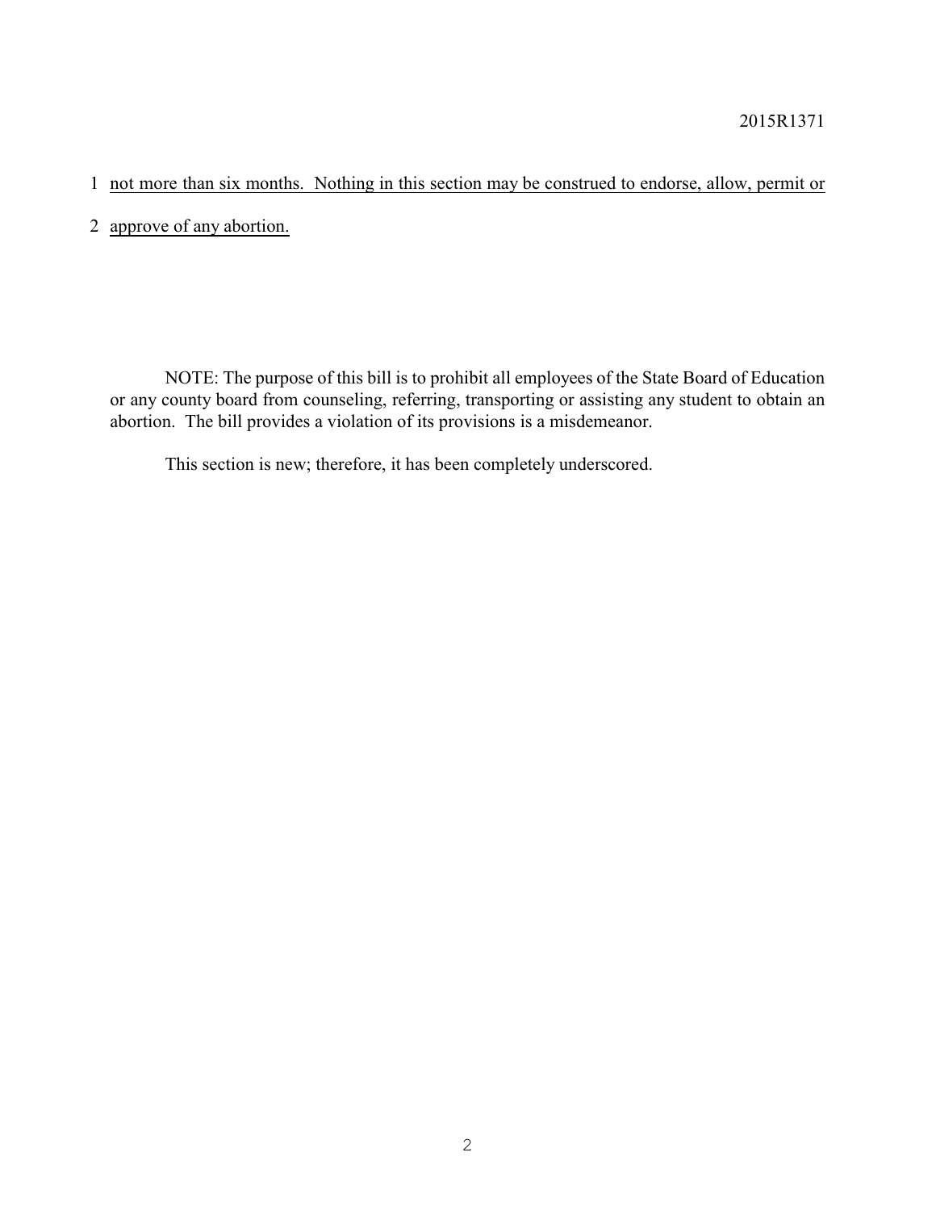not more than six months. Nothing in this section may be construed to endorse, allow, permit or approve of any abortion.

NOTE: The purpose of this bill is to prohibit all employees of the State Board of Education or any county board from counseling, referring, transporting or assisting any student to obtain an abortion. The bill provides a violation of its provisions is a misdemeanor.

This section is new; therefore, it has been completely underscored.